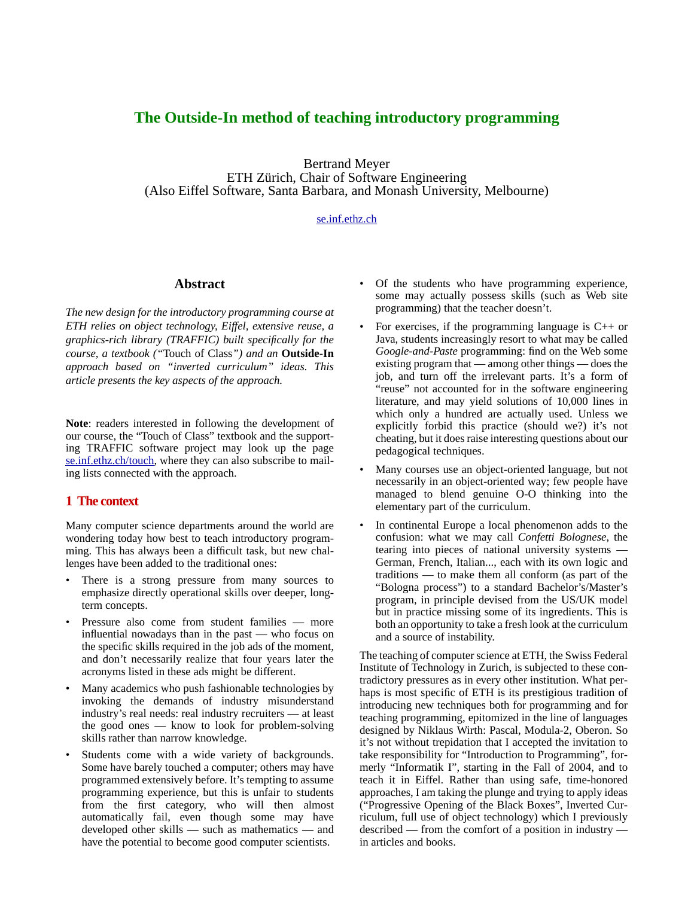# The Outside-In method of teaching introductory programming

Bertrand Meyer
ETH Zürich, Chair of Software Engineering
(Also Eiffel Software, Santa Barbara, and Monash University, Melbourne)

se.inf.ethz.ch

## Abstract

*The new design for the introductory programming course at ETH relies on object technology, Eiffel, extensive reuse, a graphics-rich library (TRAFFIC) built specifically for the course, a textbook (*"Touch of Class"*) and an* **Outside-In** *approach based on "inverted curriculum" ideas. This article presents the key aspects of the approach.*

**Note**: readers interested in following the development of our course, the "Touch of Class" textbook and the supporting TRAFFIC software project may look up the page se.inf.ethz.ch/touch, where they can also subscribe to mailing lists connected with the approach.

## 1 The context

Many computer science departments around the world are wondering today how best to teach introductory programming. This has always been a difficult task, but new challenges have been added to the traditional ones:

- There is a strong pressure from many sources to emphasize directly operational skills over deeper, long-term concepts.
- Pressure also come from student families — more influential nowadays than in the past — who focus on the specific skills required in the job ads of the moment, and don't necessarily realize that four years later the acronyms listed in these ads might be different.
- Many academics who push fashionable technologies by invoking the demands of industry misunderstand industry's real needs: real industry recruiters — at least the good ones — know to look for problem-solving skills rather than narrow knowledge.
- Students come with a wide variety of backgrounds. Some have barely touched a computer; others may have programmed extensively before. It's tempting to assume programming experience, but this is unfair to students from the first category, who will then almost automatically fail, even though some may have developed other skills — such as mathematics — and have the potential to become good computer scientists.
- Of the students who have programming experience, some may actually possess skills (such as Web site programming) that the teacher doesn't.
- For exercises, if the programming language is C++ or Java, students increasingly resort to what may be called *Google-and-Paste* programming: find on the Web some existing program that — among other things — does the job, and turn off the irrelevant parts. It's a form of "reuse" not accounted for in the software engineering literature, and may yield solutions of 10,000 lines in which only a hundred are actually used. Unless we explicitly forbid this practice (should we?) it's not cheating, but it does raise interesting questions about our pedagogical techniques.
- Many courses use an object-oriented language, but not necessarily in an object-oriented way; few people have managed to blend genuine O-O thinking into the elementary part of the curriculum.
- In continental Europe a local phenomenon adds to the confusion: what we may call *Confetti Bolognese*, the tearing into pieces of national university systems — German, French, Italian..., each with its own logic and traditions — to make them all conform (as part of the "Bologna process") to a standard Bachelor's/Master's program, in principle devised from the US/UK model but in practice missing some of its ingredients. This is both an opportunity to take a fresh look at the curriculum and a source of instability.

The teaching of computer science at ETH, the Swiss Federal Institute of Technology in Zurich, is subjected to these contradictory pressures as in every other institution. What perhaps is most specific of ETH is its prestigious tradition of introducing new techniques both for programming and for teaching programming, epitomized in the line of languages designed by Niklaus Wirth: Pascal, Modula-2, Oberon. So it's not without trepidation that I accepted the invitation to take responsibility for "Introduction to Programming", formerly "Informatik I", starting in the Fall of 2004, and to teach it in Eiffel. Rather than using safe, time-honored approaches, I am taking the plunge and trying to apply ideas ("Progressive Opening of the Black Boxes", Inverted Curriculum, full use of object technology) which I previously described — from the comfort of a position in industry — in articles and books.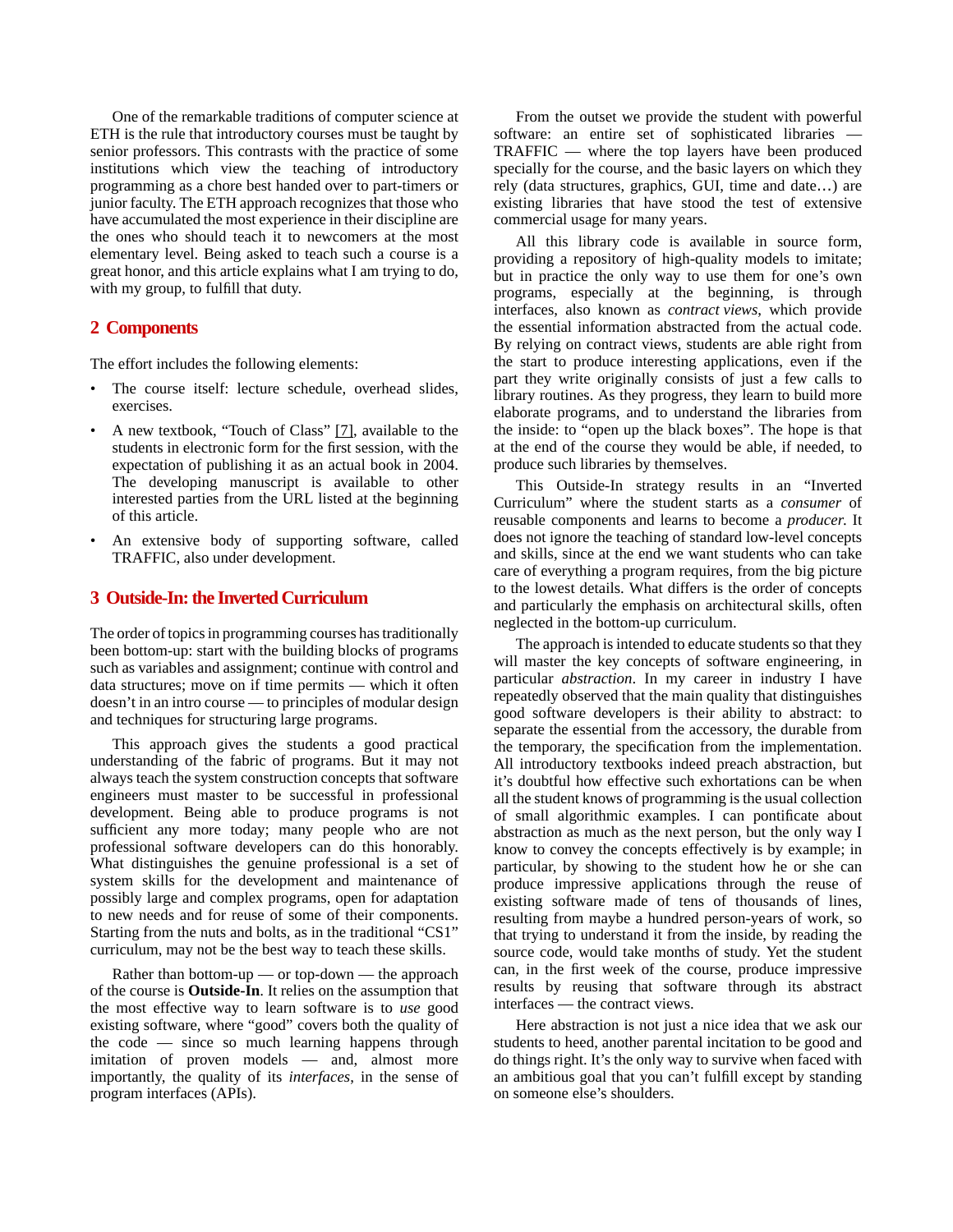One of the remarkable traditions of computer science at ETH is the rule that introductory courses must be taught by senior professors. This contrasts with the practice of some institutions which view the teaching of introductory programming as a chore best handed over to part-timers or junior faculty. The ETH approach recognizes that those who have accumulated the most experience in their discipline are the ones who should teach it to newcomers at the most elementary level. Being asked to teach such a course is a great honor, and this article explains what I am trying to do, with my group, to fulfill that duty.

## 2 Components

The effort includes the following elements:

- The course itself: lecture schedule, overhead slides, exercises.
- A new textbook, "Touch of Class" [7], available to the students in electronic form for the first session, with the expectation of publishing it as an actual book in 2004. The developing manuscript is available to other interested parties from the URL listed at the beginning of this article.
- An extensive body of supporting software, called TRAFFIC, also under development.

## 3 Outside-In: the Inverted Curriculum

The order of topics in programming courses has traditionally been bottom-up: start with the building blocks of programs such as variables and assignment; continue with control and data structures; move on if time permits — which it often doesn't in an intro course — to principles of modular design and techniques for structuring large programs.

This approach gives the students a good practical understanding of the fabric of programs. But it may not always teach the system construction concepts that software engineers must master to be successful in professional development. Being able to produce programs is not sufficient any more today; many people who are not professional software developers can do this honorably. What distinguishes the genuine professional is a set of system skills for the development and maintenance of possibly large and complex programs, open for adaptation to new needs and for reuse of some of their components. Starting from the nuts and bolts, as in the traditional "CS1" curriculum, may not be the best way to teach these skills.

Rather than bottom-up — or top-down — the approach of the course is **Outside-In**. It relies on the assumption that the most effective way to learn software is to *use* good existing software, where "good" covers both the quality of the code — since so much learning happens through imitation of proven models — and, almost more importantly, the quality of its *interfaces*, in the sense of program interfaces (APIs).

From the outset we provide the student with powerful software: an entire set of sophisticated libraries — TRAFFIC — where the top layers have been produced specially for the course, and the basic layers on which they rely (data structures, graphics, GUI, time and date…) are existing libraries that have stood the test of extensive commercial usage for many years.

All this library code is available in source form, providing a repository of high-quality models to imitate; but in practice the only way to use them for one's own programs, especially at the beginning, is through interfaces, also known as *contract views*, which provide the essential information abstracted from the actual code. By relying on contract views, students are able right from the start to produce interesting applications, even if the part they write originally consists of just a few calls to library routines. As they progress, they learn to build more elaborate programs, and to understand the libraries from the inside: to "open up the black boxes". The hope is that at the end of the course they would be able, if needed, to produce such libraries by themselves.

This Outside-In strategy results in an "Inverted Curriculum" where the student starts as a *consumer* of reusable components and learns to become a *producer.* It does not ignore the teaching of standard low-level concepts and skills, since at the end we want students who can take care of everything a program requires, from the big picture to the lowest details. What differs is the order of concepts and particularly the emphasis on architectural skills, often neglected in the bottom-up curriculum.

The approach is intended to educate students so that they will master the key concepts of software engineering, in particular *abstraction*. In my career in industry I have repeatedly observed that the main quality that distinguishes good software developers is their ability to abstract: to separate the essential from the accessory, the durable from the temporary, the specification from the implementation. All introductory textbooks indeed preach abstraction, but it's doubtful how effective such exhortations can be when all the student knows of programming is the usual collection of small algorithmic examples. I can pontificate about abstraction as much as the next person, but the only way I know to convey the concepts effectively is by example; in particular, by showing to the student how he or she can produce impressive applications through the reuse of existing software made of tens of thousands of lines, resulting from maybe a hundred person-years of work, so that trying to understand it from the inside, by reading the source code, would take months of study. Yet the student can, in the first week of the course, produce impressive results by reusing that software through its abstract interfaces — the contract views.

Here abstraction is not just a nice idea that we ask our students to heed, another parental incitation to be good and do things right. It's the only way to survive when faced with an ambitious goal that you can't fulfill except by standing on someone else's shoulders.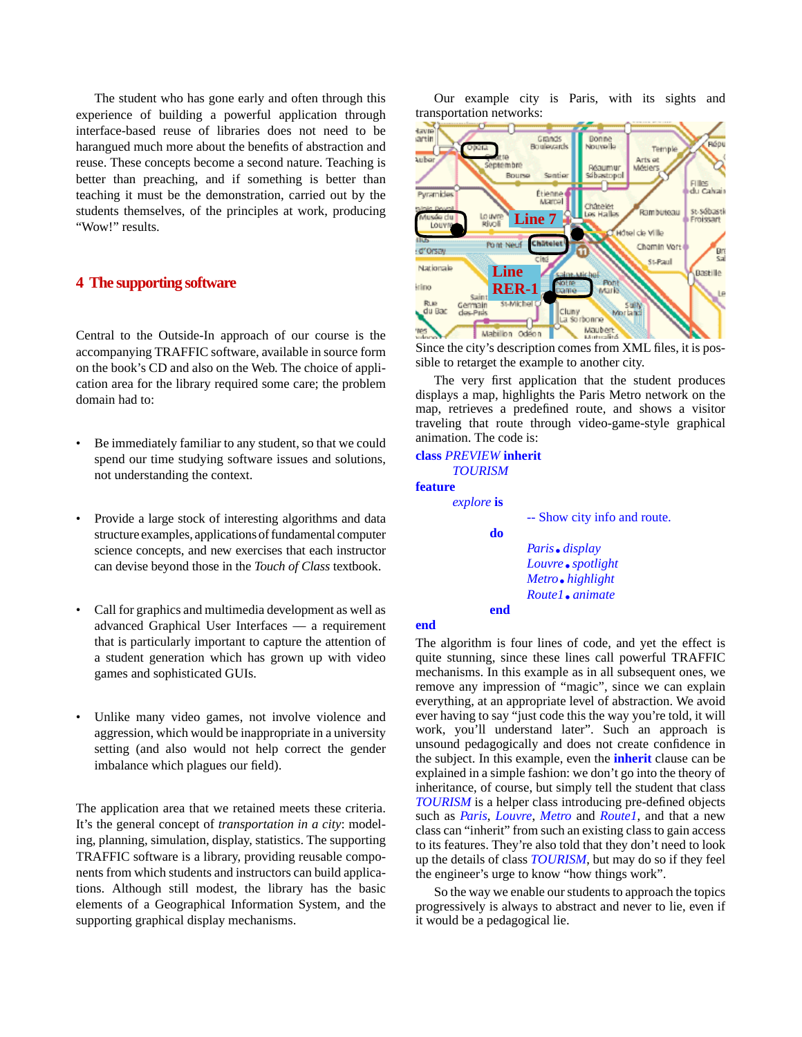The student who has gone early and often through this experience of building a powerful application through interface-based reuse of libraries does not need to be harangued much more about the benefits of abstraction and reuse. These concepts become a second nature. Teaching is better than preaching, and if something is better than teaching it must be the demonstration, carried out by the students themselves, of the principles at work, producing "Wow!" results.

## 4 The supporting software

Central to the Outside-In approach of our course is the accompanying TRAFFIC software, available in source form on the book's CD and also on the Web. The choice of application area for the library required some care; the problem domain had to:

- Be immediately familiar to any student, so that we could spend our time studying software issues and solutions, not understanding the context.
- Provide a large stock of interesting algorithms and data structure examples, applications of fundamental computer science concepts, and new exercises that each instructor can devise beyond those in the *Touch of Class* textbook.
- Call for graphics and multimedia development as well as advanced Graphical User Interfaces — a requirement that is particularly important to capture the attention of a student generation which has grown up with video games and sophisticated GUIs.
- Unlike many video games, not involve violence and aggression, which would be inappropriate in a university setting (and also would not help correct the gender imbalance which plagues our field).

The application area that we retained meets these criteria. It's the general concept of *transportation in a city*: modeling, planning, simulation, display, statistics. The supporting TRAFFIC software is a library, providing reusable components from which students and instructors can build applications. Although still modest, the library has the basic elements of a Geographical Information System, and the supporting graphical display mechanisms.

Our example city is Paris, with its sights and transportation networks:

Since the city's description comes from XML files, it is possible to retarget the example to another city.

The very first application that the student produces displays a map, highlights the Paris Metro network on the map, retrieves a predefined route, and shows a visitor traveling that route through video-game-style graphical animation. The code is:

```
class PREVIEW inherit
        TOURISM
feature
        explore is
                        -- Show city info and route.
                do
                        Paris.display
                        Louvre.spotlight
                        Metro.highlight
                        Route1.animate
                end
end
```

The algorithm is four lines of code, and yet the effect is quite stunning, since these lines call powerful TRAFFIC mechanisms. In this example as in all subsequent ones, we remove any impression of "magic", since we can explain everything, at an appropriate level of abstraction. We avoid ever having to say "just code this the way you're told, it will work, you'll understand later". Such an approach is unsound pedagogically and does not create confidence in the subject. In this example, even the **inherit** clause can be explained in a simple fashion: we don't go into the theory of inheritance, of course, but simply tell the student that class *TOURISM* is a helper class introducing pre-defined objects such as *Paris*, *Louvre*, *Metro* and *Route1*, and that a new class can "inherit" from such an existing class to gain access to its features. They're also told that they don't need to look up the details of class *TOURISM*, but may do so if they feel the engineer's urge to know "how things work".

So the way we enable our students to approach the topics progressively is always to abstract and never to lie, even if it would be a pedagogical lie.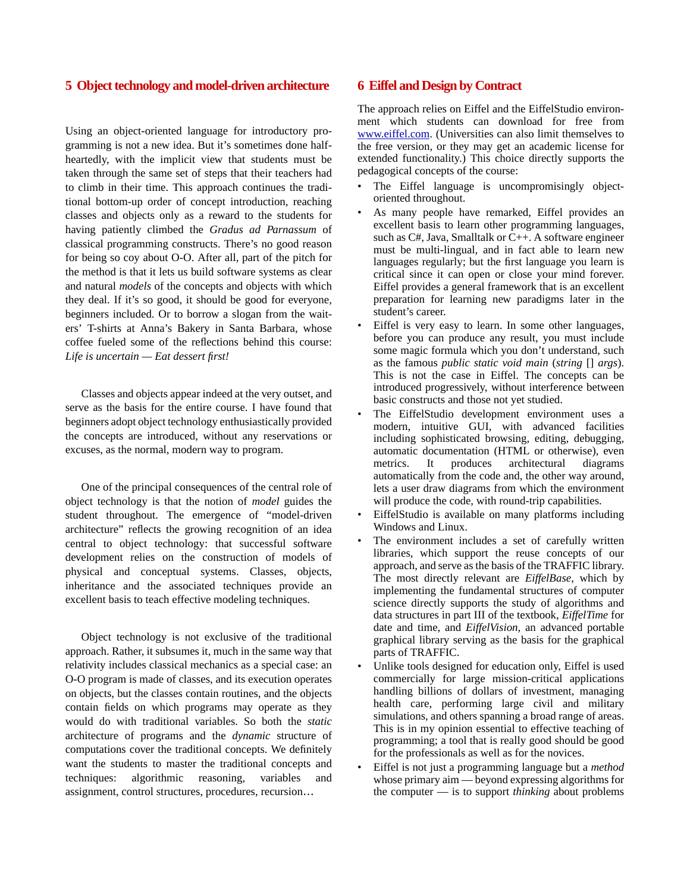## 5 Object technology and model-driven architecture

Using an object-oriented language for introductory programming is not a new idea. But it's sometimes done half-heartedly, with the implicit view that students must be taken through the same set of steps that their teachers had to climb in their time. This approach continues the traditional bottom-up order of concept introduction, reaching classes and objects only as a reward to the students for having patiently climbed the *Gradus ad Parnassum* of classical programming constructs. There's no good reason for being so coy about O-O. After all, part of the pitch for the method is that it lets us build software systems as clear and natural *models* of the concepts and objects with which they deal. If it's so good, it should be good for everyone, beginners included. Or to borrow a slogan from the waiters' T-shirts at Anna's Bakery in Santa Barbara, whose coffee fueled some of the reflections behind this course: *Life is uncertain — Eat dessert first!*

Classes and objects appear indeed at the very outset, and serve as the basis for the entire course. I have found that beginners adopt object technology enthusiastically provided the concepts are introduced, without any reservations or excuses, as the normal, modern way to program.

One of the principal consequences of the central role of object technology is that the notion of *model* guides the student throughout. The emergence of "model-driven architecture" reflects the growing recognition of an idea central to object technology: that successful software development relies on the construction of models of physical and conceptual systems. Classes, objects, inheritance and the associated techniques provide an excellent basis to teach effective modeling techniques.

Object technology is not exclusive of the traditional approach. Rather, it subsumes it, much in the same way that relativity includes classical mechanics as a special case: an O-O program is made of classes, and its execution operates on objects, but the classes contain routines, and the objects contain fields on which programs may operate as they would do with traditional variables. So both the *static* architecture of programs and the *dynamic* structure of computations cover the traditional concepts. We definitely want the students to master the traditional concepts and techniques: algorithmic reasoning, variables and assignment, control structures, procedures, recursion…

## 6 Eiffel and Design by Contract

The approach relies on Eiffel and the EiffelStudio environment which students can download for free from [www.eiffel.com](http://www.eiffel.com). (Universities can also limit themselves to the free version, or they may get an academic license for extended functionality.) This choice directly supports the pedagogical concepts of the course:

- The Eiffel language is uncompromisingly object-oriented throughout.
- As many people have remarked, Eiffel provides an excellent basis to learn other programming languages, such as C#, Java, Smalltalk or C++. A software engineer must be multi-lingual, and in fact able to learn new languages regularly; but the first language you learn is critical since it can open or close your mind forever. Eiffel provides a general framework that is an excellent preparation for learning new paradigms later in the student's career.
- Eiffel is very easy to learn. In some other languages, before you can produce any result, you must include some magic formula which you don't understand, such as the famous *public static void main* (*string* [] *args*). This is not the case in Eiffel. The concepts can be introduced progressively, without interference between basic constructs and those not yet studied.
- The EiffelStudio development environment uses a modern, intuitive GUI, with advanced facilities including sophisticated browsing, editing, debugging, automatic documentation (HTML or otherwise), even metrics. It produces architectural diagrams automatically from the code and, the other way around, lets a user draw diagrams from which the environment will produce the code, with round-trip capabilities.
- EiffelStudio is available on many platforms including Windows and Linux.
- The environment includes a set of carefully written libraries, which support the reuse concepts of our approach, and serve as the basis of the TRAFFIC library. The most directly relevant are *EiffelBase*, which by implementing the fundamental structures of computer science directly supports the study of algorithms and data structures in part III of the textbook, *EiffelTime* for date and time, and *EiffelVision*, an advanced portable graphical library serving as the basis for the graphical parts of TRAFFIC.
- Unlike tools designed for education only, Eiffel is used commercially for large mission-critical applications handling billions of dollars of investment, managing health care, performing large civil and military simulations, and others spanning a broad range of areas. This is in my opinion essential to effective teaching of programming; a tool that is really good should be good for the professionals as well as for the novices.
- Eiffel is not just a programming language but a *method* whose primary aim — beyond expressing algorithms for the computer — is to support *thinking* about problems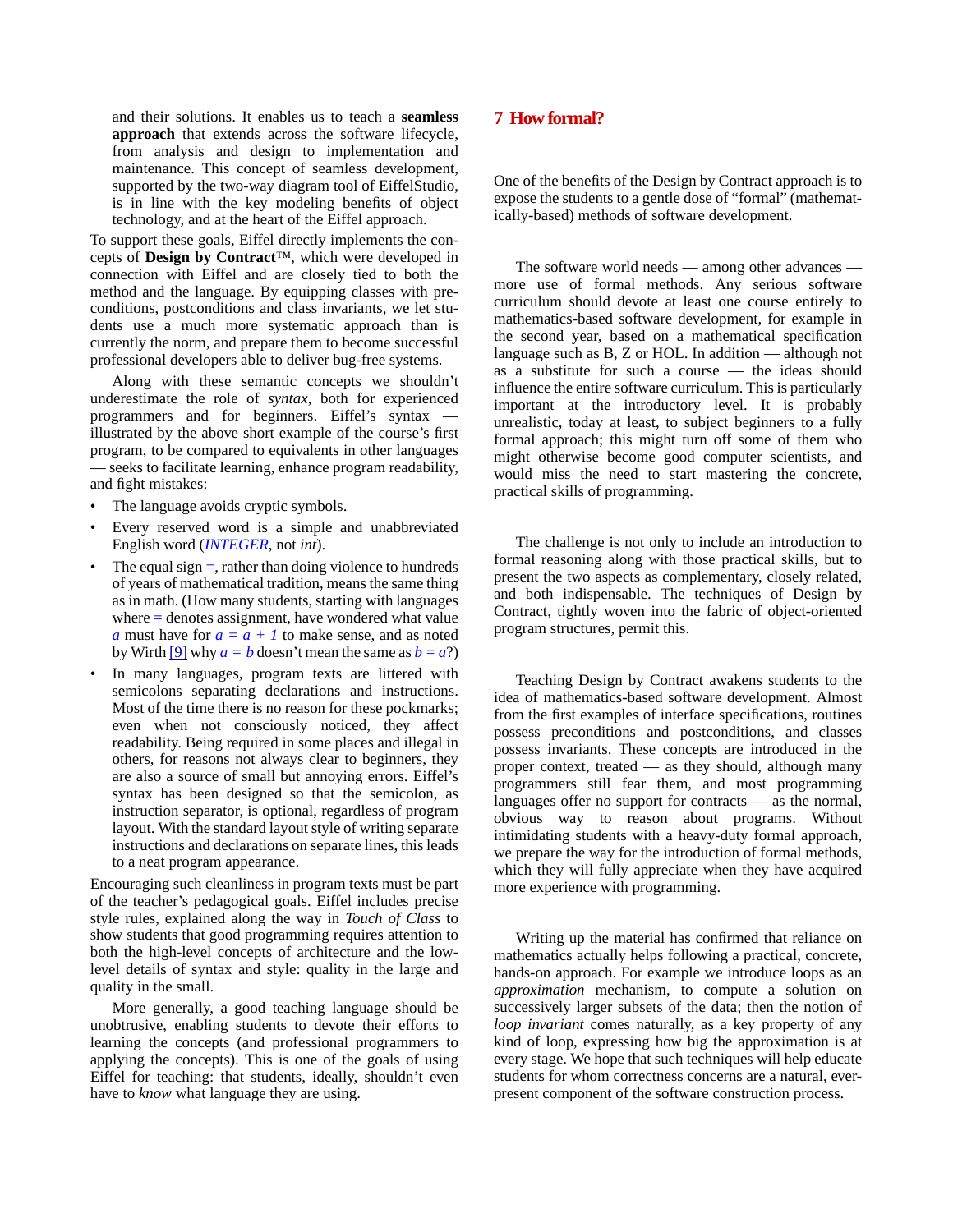and their solutions. It enables us to teach a **seamless approach** that extends across the software lifecycle, from analysis and design to implementation and maintenance. This concept of seamless development, supported by the two-way diagram tool of EiffelStudio, is in line with the key modeling benefits of object technology, and at the heart of the Eiffel approach.

To support these goals, Eiffel directly implements the concepts of **Design by Contract**™, which were developed in connection with Eiffel and are closely tied to both the method and the language. By equipping classes with preconditions, postconditions and class invariants, we let students use a much more systematic approach than is currently the norm, and prepare them to become successful professional developers able to deliver bug-free systems.

Along with these semantic concepts we shouldn't underestimate the role of *syntax*, both for experienced programmers and for beginners. Eiffel's syntax — illustrated by the above short example of the course's first program, to be compared to equivalents in other languages — seeks to facilitate learning, enhance program readability, and fight mistakes:

- The language avoids cryptic symbols.
- Every reserved word is a simple and unabbreviated English word (*INTEGER*, not *int*).
- The equal sign =, rather than doing violence to hundreds of years of mathematical tradition, means the same thing as in math. (How many students, starting with languages where = denotes assignment, have wondered what value $a$ must have for $a = a + 1$ to make sense, and as noted by Wirth [9] why $a = b$ doesn't mean the same as $b = a$?)
- In many languages, program texts are littered with semicolons separating declarations and instructions. Most of the time there is no reason for these pockmarks; even when not consciously noticed, they affect readability. Being required in some places and illegal in others, for reasons not always clear to beginners, they are also a source of small but annoying errors. Eiffel's syntax has been designed so that the semicolon, as instruction separator, is optional, regardless of program layout. With the standard layout style of writing separate instructions and declarations on separate lines, this leads to a neat program appearance.

Encouraging such cleanliness in program texts must be part of the teacher's pedagogical goals. Eiffel includes precise style rules, explained along the way in *Touch of Class* to show students that good programming requires attention to both the high-level concepts of architecture and the low-level details of syntax and style: quality in the large and quality in the small.

More generally, a good teaching language should be unobtrusive, enabling students to devote their efforts to learning the concepts (and professional programmers to applying the concepts). This is one of the goals of using Eiffel for teaching: that students, ideally, shouldn't even have to *know* what language they are using.

## 7 How formal?

One of the benefits of the Design by Contract approach is to expose the students to a gentle dose of "formal" (mathematically-based) methods of software development.

The software world needs — among other advances — more use of formal methods. Any serious software curriculum should devote at least one course entirely to mathematics-based software development, for example in the second year, based on a mathematical specification language such as B, Z or HOL. In addition — although not as a substitute for such a course — the ideas should influence the entire software curriculum. This is particularly important at the introductory level. It is probably unrealistic, today at least, to subject beginners to a fully formal approach; this might turn off some of them who might otherwise become good computer scientists, and would miss the need to start mastering the concrete, practical skills of programming.

The challenge is not only to include an introduction to formal reasoning along with those practical skills, but to present the two aspects as complementary, closely related, and both indispensable. The techniques of Design by Contract, tightly woven into the fabric of object-oriented program structures, permit this.

Teaching Design by Contract awakens students to the idea of mathematics-based software development. Almost from the first examples of interface specifications, routines possess preconditions and postconditions, and classes possess invariants. These concepts are introduced in the proper context, treated — as they should, although many programmers still fear them, and most programming languages offer no support for contracts — as the normal, obvious way to reason about programs. Without intimidating students with a heavy-duty formal approach, we prepare the way for the introduction of formal methods, which they will fully appreciate when they have acquired more experience with programming.

Writing up the material has confirmed that reliance on mathematics actually helps following a practical, concrete, hands-on approach. For example we introduce loops as an *approximation* mechanism, to compute a solution on successively larger subsets of the data; then the notion of *loop invariant* comes naturally, as a key property of any kind of loop, expressing how big the approximation is at every stage. We hope that such techniques will help educate students for whom correctness concerns are a natural, ever-present component of the software construction process.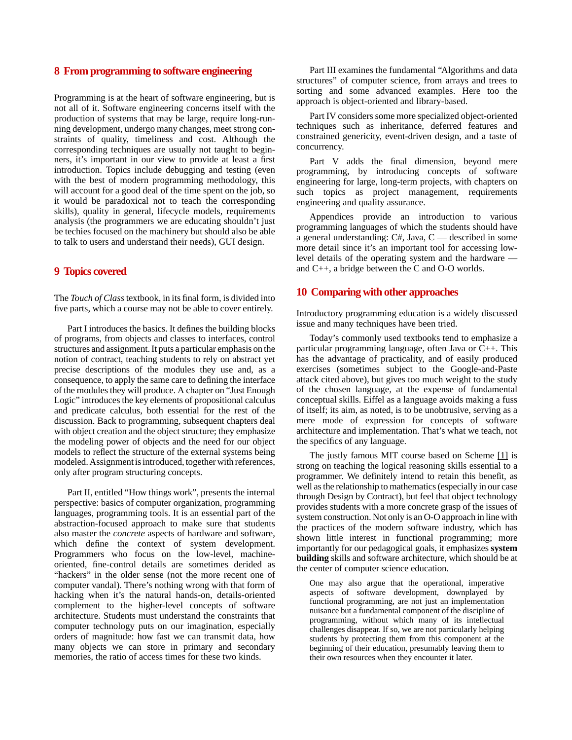## 8 From programming to software engineering

Programming is at the heart of software engineering, but is not all of it. Software engineering concerns itself with the production of systems that may be large, require long-running development, undergo many changes, meet strong constraints of quality, timeliness and cost. Although the corresponding techniques are usually not taught to beginners, it's important in our view to provide at least a first introduction. Topics include debugging and testing (even with the best of modern programming methodology, this will account for a good deal of the time spent on the job, so it would be paradoxical not to teach the corresponding skills), quality in general, lifecycle models, requirements analysis (the programmers we are educating shouldn't just be techies focused on the machinery but should also be able to talk to users and understand their needs), GUI design.

## 9 Topics covered

The *Touch of Class* textbook, in its final form, is divided into five parts, which a course may not be able to cover entirely.

Part I introduces the basics. It defines the building blocks of programs, from objects and classes to interfaces, control structures and assignment. It puts a particular emphasis on the notion of contract, teaching students to rely on abstract yet precise descriptions of the modules they use and, as a consequence, to apply the same care to defining the interface of the modules they will produce. A chapter on "Just Enough Logic" introduces the key elements of propositional calculus and predicate calculus, both essential for the rest of the discussion. Back to programming, subsequent chapters deal with object creation and the object structure; they emphasize the modeling power of objects and the need for our object models to reflect the structure of the external systems being modeled. Assignment is introduced, together with references, only after program structuring concepts.

Part II, entitled "How things work", presents the internal perspective: basics of computer organization, programming languages, programming tools. It is an essential part of the abstraction-focused approach to make sure that students also master the *concrete* aspects of hardware and software, which define the context of system development. Programmers who focus on the low-level, machine-oriented, fine-control details are sometimes derided as "hackers" in the older sense (not the more recent one of computer vandal). There's nothing wrong with that form of hacking when it's the natural hands-on, details-oriented complement to the higher-level concepts of software architecture. Students must understand the constraints that computer technology puts on our imagination, especially orders of magnitude: how fast we can transmit data, how many objects we can store in primary and secondary memories, the ratio of access times for these two kinds.

Part III examines the fundamental "Algorithms and data structures" of computer science, from arrays and trees to sorting and some advanced examples. Here too the approach is object-oriented and library-based.

Part IV considers some more specialized object-oriented techniques such as inheritance, deferred features and constrained genericity, event-driven design, and a taste of concurrency.

Part V adds the final dimension, beyond mere programming, by introducing concepts of software engineering for large, long-term projects, with chapters on such topics as project management, requirements engineering and quality assurance.

Appendices provide an introduction to various programming languages of which the students should have a general understanding: C#, Java, C — described in some more detail since it's an important tool for accessing low-level details of the operating system and the hardware — and C++, a bridge between the C and O-O worlds.

## 10 Comparing with other approaches

Introductory programming education is a widely discussed issue and many techniques have been tried.

Today's commonly used textbooks tend to emphasize a particular programming language, often Java or C++. This has the advantage of practicality, and of easily produced exercises (sometimes subject to the Google-and-Paste attack cited above), but gives too much weight to the study of the chosen language, at the expense of fundamental conceptual skills. Eiffel as a language avoids making a fuss of itself; its aim, as noted, is to be unobtrusive, serving as a mere mode of expression for concepts of software architecture and implementation. That's what we teach, not the specifics of any language.

The justly famous MIT course based on Scheme [1] is strong on teaching the logical reasoning skills essential to a programmer. We definitely intend to retain this benefit, as well as the relationship to mathematics (especially in our case through Design by Contract), but feel that object technology provides students with a more concrete grasp of the issues of system construction. Not only is an O-O approach in line with the practices of the modern software industry, which has shown little interest in functional programming; more importantly for our pedagogical goals, it emphasizes **system building** skills and software architecture, which should be at the center of computer science education.

> One may also argue that the operational, imperative aspects of software development, downplayed by functional programming, are not just an implementation nuisance but a fundamental component of the discipline of programming, without which many of its intellectual challenges disappear. If so, we are not particularly helping students by protecting them from this component at the beginning of their education, presumably leaving them to their own resources when they encounter it later.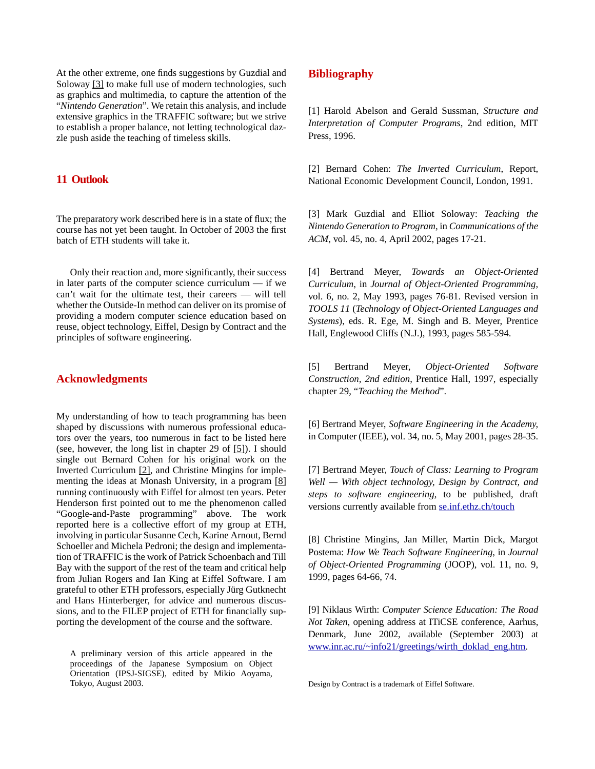At the other extreme, one finds suggestions by Guzdial and Soloway [3] to make full use of modern technologies, such as graphics and multimedia, to capture the attention of the "*Nintendo Generation*". We retain this analysis, and include extensive graphics in the TRAFFIC software; but we strive to establish a proper balance, not letting technological dazzle push aside the teaching of timeless skills.

## 11 Outlook

The preparatory work described here is in a state of flux; the course has not yet been taught. In October of 2003 the first batch of ETH students will take it.

Only their reaction and, more significantly, their success in later parts of the computer science curriculum — if we can't wait for the ultimate test, their careers — will tell whether the Outside-In method can deliver on its promise of providing a modern computer science education based on reuse, object technology, Eiffel, Design by Contract and the principles of software engineering.

## Acknowledgments

My understanding of how to teach programming has been shaped by discussions with numerous professional educators over the years, too numerous in fact to be listed here (see, however, the long list in chapter 29 of [5]). I should single out Bernard Cohen for his original work on the Inverted Curriculum [2], and Christine Mingins for implementing the ideas at Monash University, in a program [8] running continuously with Eiffel for almost ten years. Peter Henderson first pointed out to me the phenomenon called "Google-and-Paste programming" above. The work reported here is a collective effort of my group at ETH, involving in particular Susanne Cech, Karine Arnout, Bernd Schoeller and Michela Pedroni; the design and implementation of TRAFFIC is the work of Patrick Schoenbach and Till Bay with the support of the rest of the team and critical help from Julian Rogers and Ian King at Eiffel Software. I am grateful to other ETH professors, especially Jürg Gutknecht and Hans Hinterberger, for advice and numerous discussions, and to the FILEP project of ETH for financially supporting the development of the course and the software.

A preliminary version of this article appeared in the proceedings of the Japanese Symposium on Object Orientation (IPSJ-SIGSE), edited by Mikio Aoyama, Tokyo, August 2003.

## Bibliography

[1] Harold Abelson and Gerald Sussman, *Structure and Interpretation of Computer Programs*, 2nd edition, MIT Press, 1996.

[2] Bernard Cohen: *The Inverted Curriculum*, Report, National Economic Development Council, London, 1991.

[3] Mark Guzdial and Elliot Soloway: *Teaching the Nintendo Generation to Program*, in *Communications of the ACM*, vol. 45, no. 4, April 2002, pages 17-21.

[4] Bertrand Meyer, *Towards an Object-Oriented Curriculum*, in *Journal of Object-Oriented Programming*, vol. 6, no. 2, May 1993, pages 76-81. Revised version in *TOOLS 11* (*Technology of Object-Oriented Languages and Systems*), eds. R. Ege, M. Singh and B. Meyer, Prentice Hall, Englewood Cliffs (N.J.), 1993, pages 585-594.

[5] Bertrand Meyer, *Object-Oriented Software Construction, 2nd edition*, Prentice Hall, 1997, especially chapter 29, "*Teaching the Method*".

[6] Bertrand Meyer, *Software Engineering in the Academy*, in Computer (IEEE), vol. 34, no. 5, May 2001, pages 28-35.

[7] Bertrand Meyer, *Touch of Class: Learning to Program Well — With object technology, Design by Contract, and steps to software engineering*, to be published, draft versions currently available from se.inf.ethz.ch/touch

[8] Christine Mingins, Jan Miller, Martin Dick, Margot Postema: *How We Teach Software Engineering*, in *Journal of Object-Oriented Programming* (JOOP), vol. 11, no. 9, 1999, pages 64-66, 74.

[9] Niklaus Wirth: *Computer Science Education: The Road Not Taken*, opening address at ITiCSE conference, Aarhus, Denmark, June 2002, available (September 2003) at www.inr.ac.ru/~info21/greetings/wirth_doklad_eng.htm.

Design by Contract is a trademark of Eiffel Software.